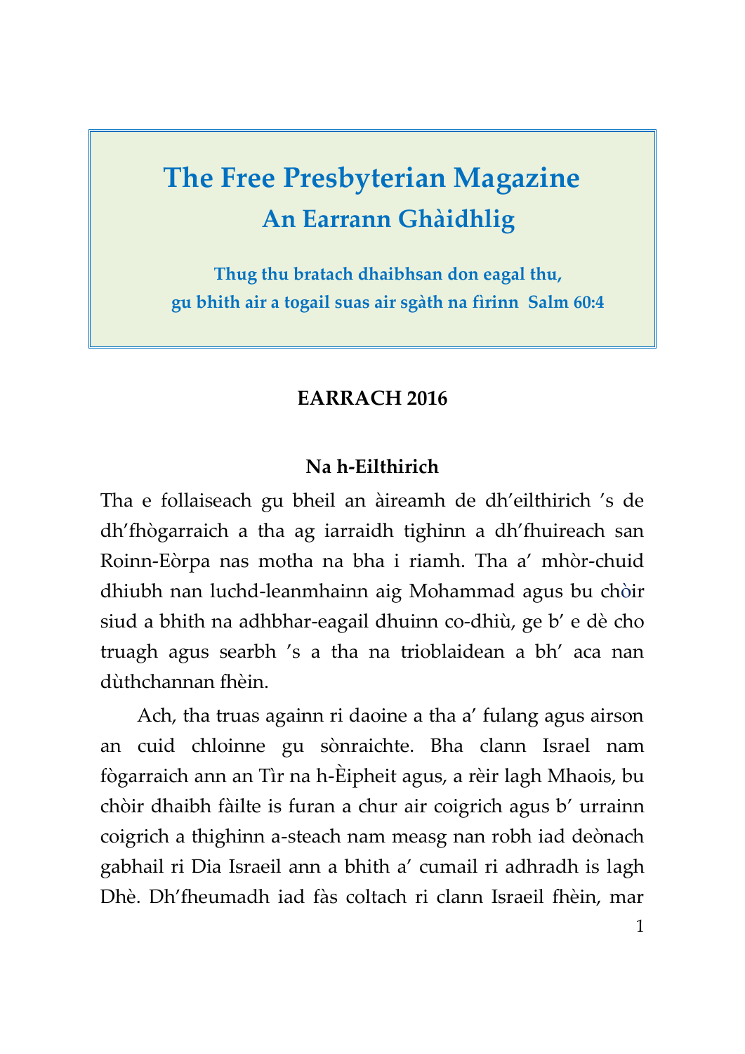# The Free Presbyterian Magazine

## An Earrann Ghàidhlig

**Thug thu bratach dhaibhsan don eagal thu, gu bhith air a togail suas air sgàth na fìrinn Salm 60:4**

**EARRACH 2016**

### Na h-Eilthirich

Tha e follaiseach gu bheil an àireamh de dh'eilthirich 's de dh'fhògarraich a tha ag iarraidh tighinn a dh'fhuireach san Roinn-Eòrpa nas motha na bha i riamh. Tha a' mhòr-chuid dhiubh nan luchd-leanmhainn aig Mohammad agus bu chòir siud a bhith na adhbhar-eagail dhuinn co-dhiù, ge b' e dè cho truagh agus searbh 's a tha na trioblaidean a bh' aca nan dùthchannan fhèin.

Ach, tha truas againn ri daoine a tha a' fulang agus airson an cuid chloinne gu sònraichte. Bha clann Israel nam fògarraich ann an Tìr na h-Èipheit agus, a rèir lagh Mhaois, bu chòir dhaibh fàilte is furan a chur air coigrich agus b' urrainn coigrich a thighinn a-steach nam measg nan robh iad deònach gabhail ri Dia Israeil ann a bhith a' cumail ri adhradh is lagh Dhè. Dh'fheumadh iad fàs coltach ri clann Israeil fhèin, mar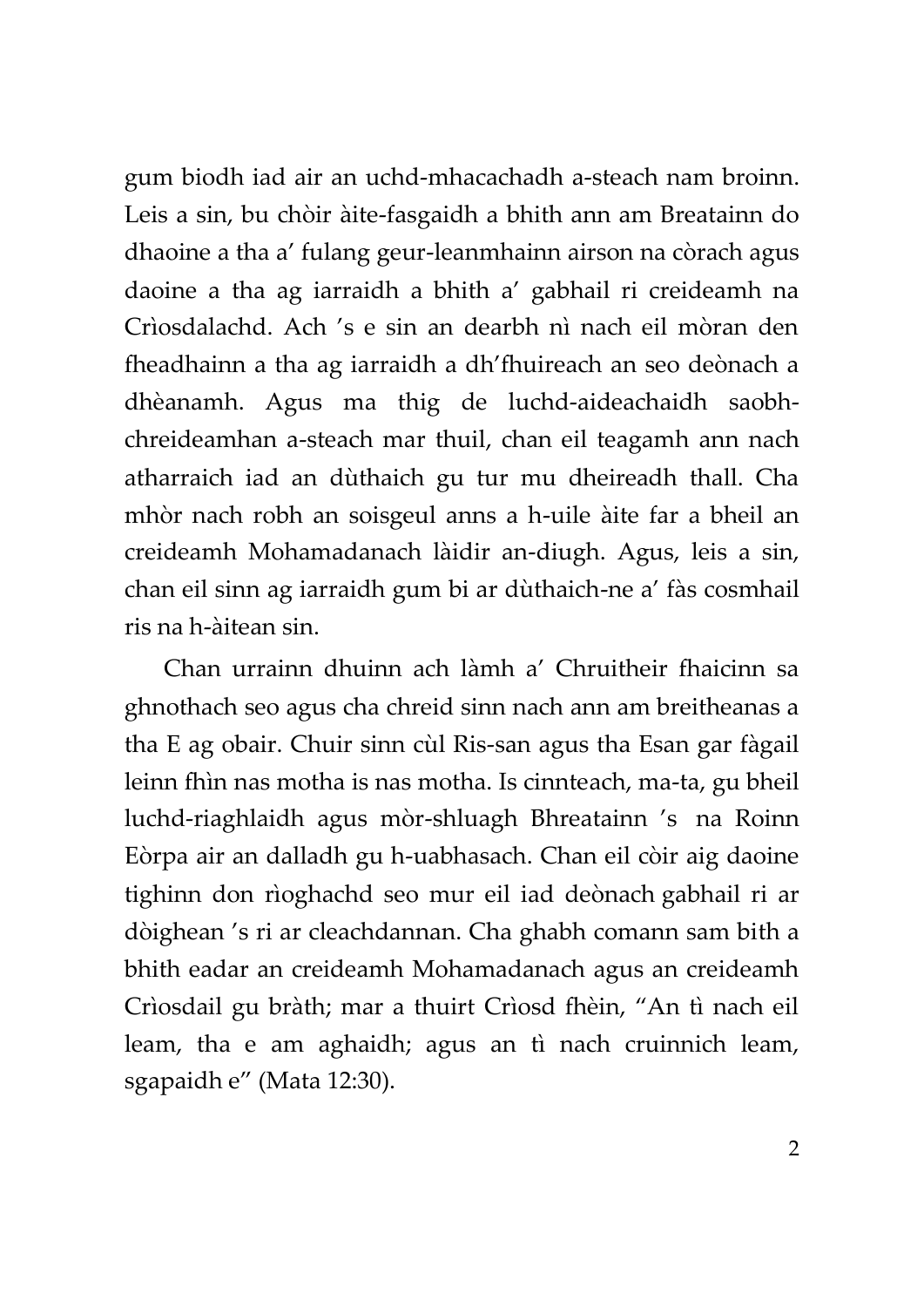gum biodh iad air an uchd-mhacachadh a-steach nam broinn. Leis a sin, bu chòir àite-fasgaidh a bhith ann am Breatainn do dhaoine a tha a' fulang geur-leanmhainn airson na còrach agus daoine a tha ag iarraidh a bhith a' gabhail ri creideamh na Crìosdalachd. Ach 's e sin an dearbh nì nach eil mòran den fheadhainn a tha ag iarraidh a dh'fhuireach an seo deònach a dhèanamh. Agus ma thig de luchd-aideachaidh saobh-chreideamhan a-steach mar thuil, chan eil teagamh ann nach atharraich iad an dùthaich gu tur mu dheireadh thall. Cha mhòr nach robh an soisgeul anns a h-uile àite far a bheil an creideamh Mohamadanach làidir an-diugh. Agus, leis a sin, chan eil sinn ag iarraidh gum bi ar dùthaich-ne a' fàs cosmhail ris na h-àitean sin.

Chan urrainn dhuinn ach làmh a' Chruitheir fhaicinn sa ghnothach seo agus cha chreid sinn nach ann am breitheanas a tha E ag obair. Chuir sinn cùl Ris-san agus tha Esan gar fàgail leinn fhìn nas motha is nas motha. Is cinnteach, ma-ta, gu bheil luchd-riaghlaidh agus mòr-shluagh Bhreatainn 's na Roinn Eòrpa air an dalladh gu h-uabhasach. Chan eil còir aig daoine tighinn don rìoghachd seo mur eil iad deònach gabhail ri ar dòighean 's ri ar cleachdannan. Cha ghabh comann sam bith a bhith eadar an creideamh Mohamadanach agus an creideamh Crìosdail gu bràth; mar a thuirt Crìosd fhèin, "An tì nach eil leam, tha e am aghaidh; agus an tì nach cruinnich leam, sgapaidh e" (Mata 12:30).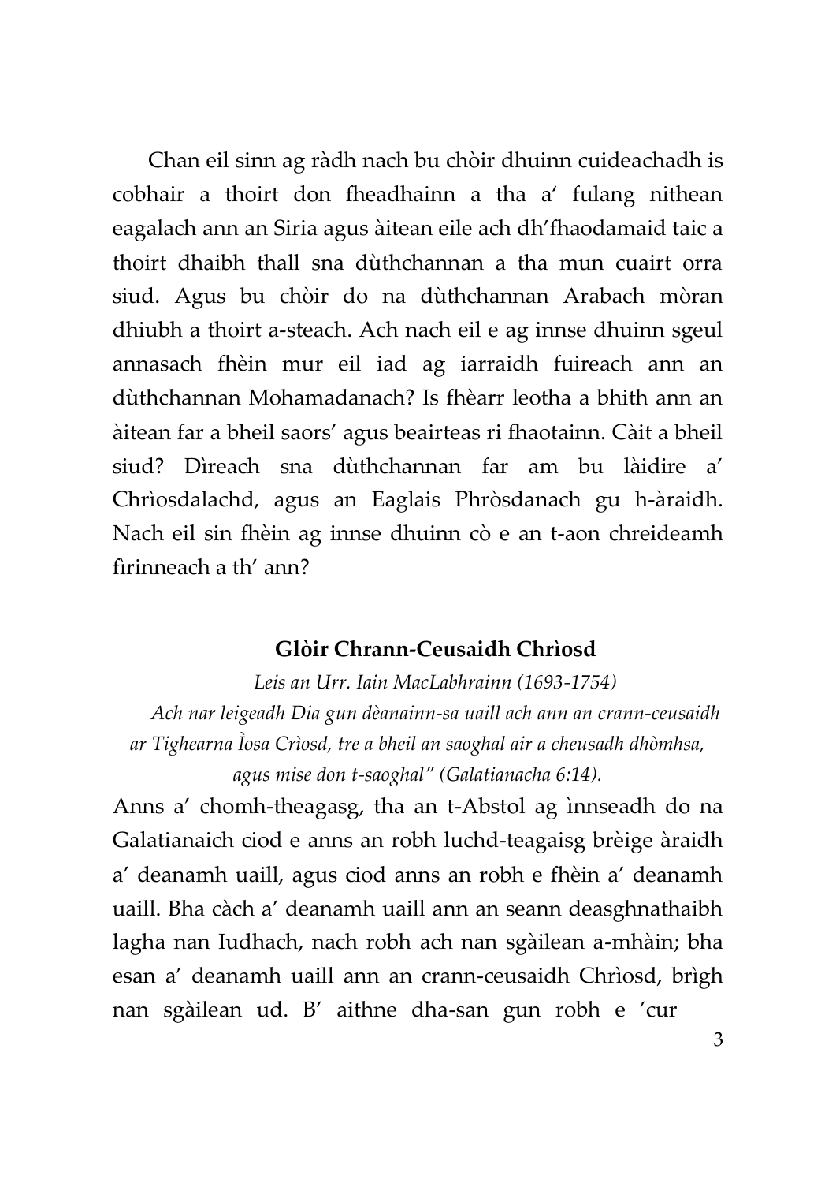Chan eil sinn ag ràdh nach bu chòir dhuinn cuideachadh is cobhair a thoirt don fheadhainn a tha a' fulang nithean eagalach ann an Siria agus àitean eile ach dh'fhaodamaid taic a thoirt dhaibh thall sna dùthchannan a tha mun cuairt orra siud. Agus bu chòir do na dùthchannan Arabach mòran dhiubh a thoirt a-steach. Ach nach eil e ag innse dhuinn sgeul annasach fhèin mur eil iad ag iarraidh fuireach ann an dùthchannan Mohamadanach? Is fhèarr leotha a bhith ann an àitean far a bheil saors' agus beairteas ri fhaotainn. Càit a bheil siud? Dìreach sna dùthchannan far am bu làidire a' Chrìosdalachd, agus an Eaglais Phròsdanach gu h-àraidh. Nach eil sin fhèin ag innse dhuinn cò e an t-aon chreideamh fìrinneach a th' ann?

### Glòir Chrann-Ceusaidh Chrìosd

*Leis an Urr. Iain MacLabhrainn (1693-1754)*

*Ach nar leigeadh Dia gun dèanainn-sa uaill ach ann an crann-ceusaidh ar Tighearna Ìosa Crìosd, tre a bheil an saoghal air a cheusadh dhòmhsa, agus mise don t-saoghal" (Galatianacha 6:14).*

Anns a' chomh-theagasg, tha an t-Abstol ag ìnnseadh do na Galatianaich ciod e anns an robh luchd-teagaisg brèige àraidh a' deanamh uaill, agus ciod anns an robh e fhèin a' deanamh uaill. Bha càch a' deanamh uaill ann an seann deasghnathaibh lagha nan Iudhach, nach robh ach nan sgàilean a-mhàin; bha esan a' deanamh uaill ann an crann-ceusaidh Chrìosd, brìgh nan sgàilean ud. B' aithne dha-san gun robh e 'cur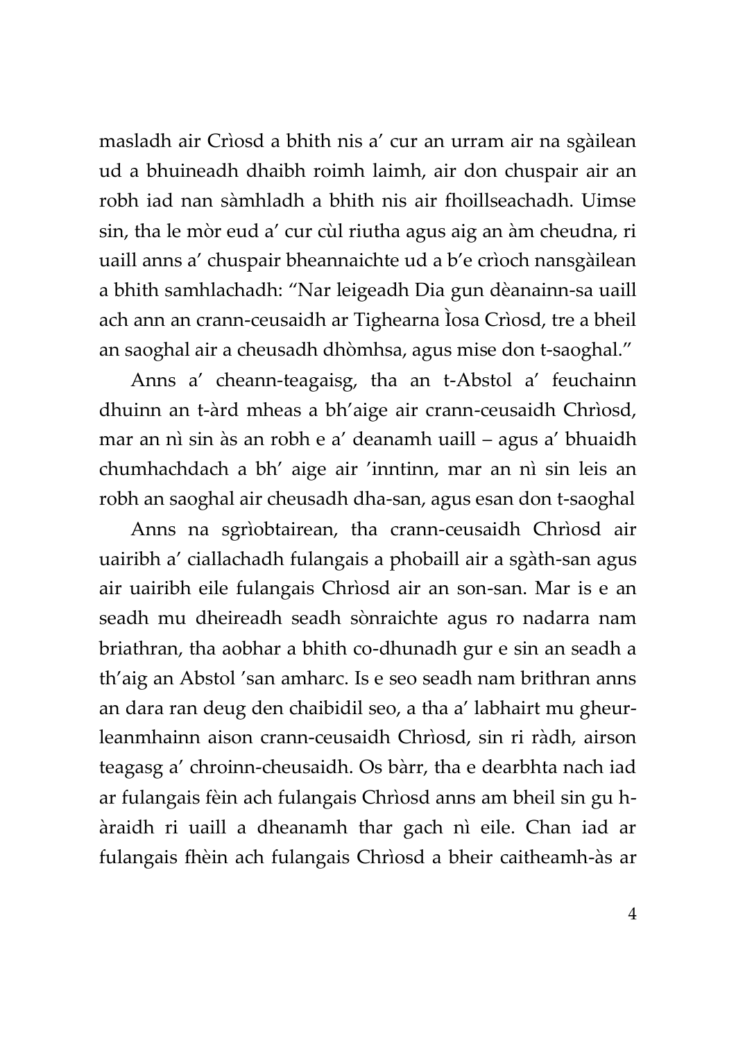masladh air Crìosd a bhith nis a' cur an urram air na sgàilean ud a bhuineadh dhaibh roimh laimh, air don chuspair air an robh iad nan sàmhladh a bhith nis air fhoillseachadh. Uimse sin, tha le mòr eud a' cur cùl riutha agus aig an àm cheudna, ri uaill anns a' chuspair bheannaichte ud a b'e crìoch nansgàilean a bhith samhlachadh: "Nar leigeadh Dia gun dèanainn-sa uaill ach ann an crann-ceusaidh ar Tighearna Ìosa Crìosd, tre a bheil an saoghal air a cheusadh dhòmhsa, agus mise don t-saoghal."

Anns a' cheann-teagaisg, tha an t-Abstol a' feuchainn dhuinn an t-àrd mheas a bh'aige air crann-ceusaidh Chrìosd, mar an nì sin às an robh e a' deanamh uaill – agus a' bhuaidh chumhachdach a bh' aige air 'inntinn, mar an nì sin leis an robh an saoghal air cheusadh dha-san, agus esan don t-saoghal

Anns na sgrìobtairean, tha crann-ceusaidh Chrìosd air uairibh a' ciallachadh fulangais a phobaill air a sgàth-san agus air uairibh eile fulangais Chrìosd air an son-san. Mar is e an seadh mu dheireadh seadh sònraichte agus ro nadarra nam briathran, tha aobhar a bhith co-dhunadh gur e sin an seadh a th'aig an Abstol 'san amharc. Is e seo seadh nam brithran anns an dara ran deug den chaibidil seo, a tha a' labhairt mu gheur-leanmhainn aison crann-ceusaidh Chrìosd, sin ri ràdh, airson teagasg a' chroinn-cheusaidh. Os bàrr, tha e dearbhta nach iad ar fulangais fèin ach fulangais Chrìosd anns am bheil sin gu h-àraidh ri uaill a dheanamh thar gach nì eile. Chan iad ar fulangais fhèin ach fulangais Chrìosd a bheir caitheamh-às ar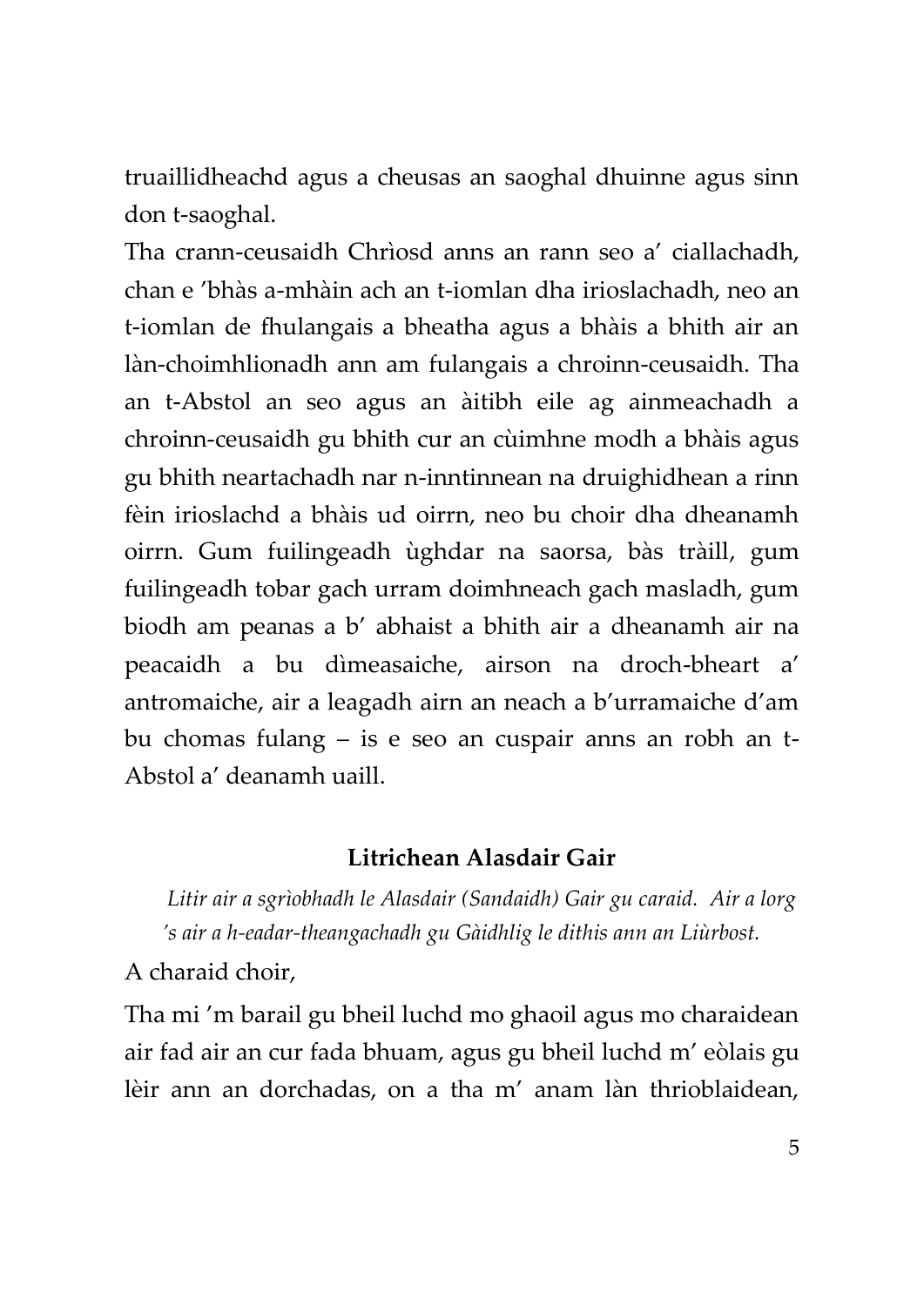truaillidheachd agus a cheusas an saoghal dhuinne agus sinn don t-saoghal.

Tha crann-ceusaidh Chrìosd anns an rann seo a' ciallachadh, chan e 'bhàs a-mhàin ach an t-iomlan dha irioslachadh, neo an t-iomlan de fhulangais a bheatha agus a bhàis a bhith air an làn-choimhlionadh ann am fulangais a chroinn-ceusaidh. Tha an t-Abstol an seo agus an àitibh eile ag ainmeachadh a chroinn-ceusaidh gu bhith cur an cùimhne modh a bhàis agus gu bhith neartachadh nar n-inntinnean na druighidhean a rinn fèin irioslachd a bhàis ud oirrn, neo bu choir dha dheanamh oirrn. Gum fuilingeadh ùghdar na saorsa, bàs tràill, gum fuilingeadh tobar gach urram doimhneach gach masladh, gum biodh am peanas a b' abhaist a bhith air a dheanamh air na peacaidh a bu dìmeasaiche, airson na droch-bheart a' antromaiche, air a leagadh airn an neach a b'urramaiche d'am bu chomas fulang – is e seo an cuspair anns an robh an t-Abstol a' deanamh uaill.

### Litrichean Alasdair Gair

*Litir air a sgrìobhadh le Alasdair (Sandaidh) Gair gu caraid. Air a lorg 's air a h-eadar-theangachadh gu Gàidhlig le dithis ann an Liùrbost.*

A charaid choir,

Tha mi 'm barail gu bheil luchd mo ghaoil agus mo charaidean air fad air an cur fada bhuam, agus gu bheil luchd m' eòlais gu lèir ann an dorchadas, on a tha m' anam làn thrioblaidean,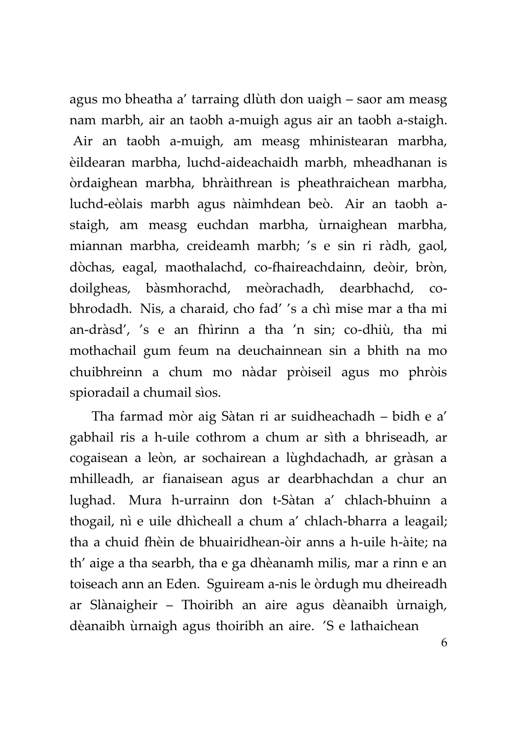agus mo bheatha a' tarraing dlùth don uaigh – saor am measg nam marbh, air an taobh a-muigh agus air an taobh a-staigh. Air an taobh a-muigh, am measg mhinistearan marbha, èildearan marbha, luchd-aideachaidh marbh, mheadhanan is òrdaighean marbha, bhràithrean is pheathraichean marbha, luchd-eòlais marbh agus nàimhdean beò. Air an taobh a-staigh, am measg euchdan marbha, ùrnaighean marbha, miannan marbha, creideamh marbh; 's e sin ri ràdh, gaol, dòchas, eagal, maothalachd, co-fhaireachdainn, deòir, bròn, doilgheas, bàsmhorachd, meòrachadh, dearbhachd, co-bhrodadh. Nis, a charaid, cho fad' 's a chì mise mar a tha mi an-dràsd', 's e an fhìrinn a tha 'n sin; co-dhiù, tha mi mothachail gum feum na deuchainnean sin a bhith na mo chuibhreinn a chum mo nàdar pròiseil agus mo phròis spioradail a chumail sìos.

Tha farmad mòr aig Sàtan ri ar suidheachadh – bidh e a' gabhail ris a h-uile cothrom a chum ar sìth a bhriseadh, ar cogaisean a leòn, ar sochairean a lùghdachadh, ar gràsan a mhilleadh, ar fianaisean agus ar dearbhachdan a chur an lughad. Mura h-urrainn don t-Sàtan a' chlach-bhuinn a thogail, nì e uile dhìcheall a chum a' chlach-bharra a leagail; tha a chuid fhèin de bhuairidhean-òir anns a h-uile h-àite; na th' aige a tha searbh, tha e ga dhèanamh milis, mar a rinn e an toiseach ann an Eden. Sguiream a-nis le òrdugh mu dheireadh ar Slànaigheir – Thoiribh an aire agus dèanaibh ùrnaigh, dèanaibh ùrnaigh agus thoiribh an aire. 'S e lathaichean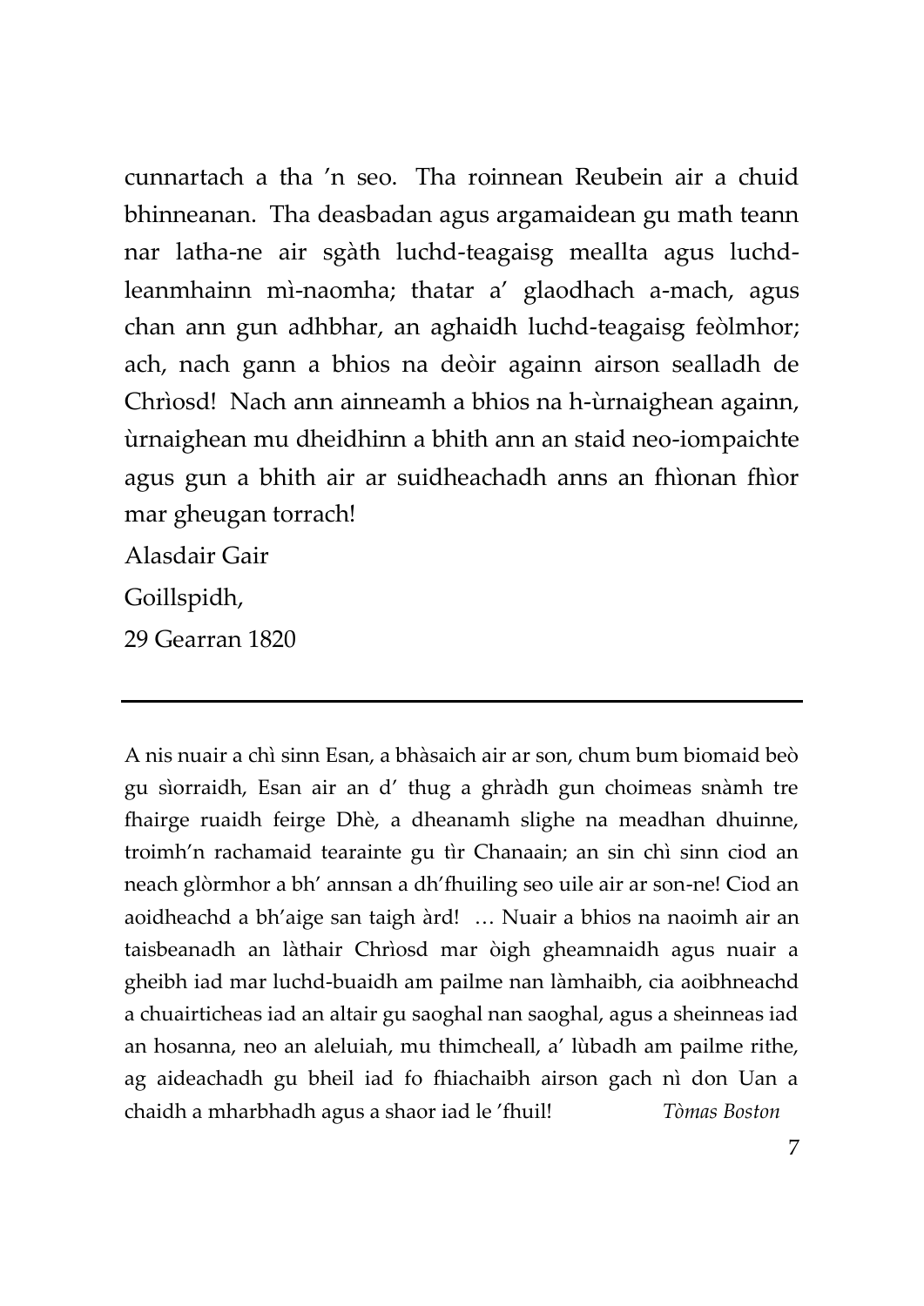cunnartach a tha 'n seo. Tha roinnean Reubein air a chuid bhinneanan. Tha deasbadan agus argamaidean gu math teann nar latha-ne air sgàth luchd-teagaisg meallta agus luchd-leanmhainn mì-naomha; thatar a' glaodhach a-mach, agus chan ann gun adhbhar, an aghaidh luchd-teagaisg feòlmhor; ach, nach gann a bhios na deòir againn airson sealladh de Chrìosd! Nach ann ainneamh a bhios na h-ùrnaighean againn, ùrnaighean mu dheidhinn a bhith ann an staid neo-iompaichte agus gun a bhith air ar suidheachadh anns an fhìonan fhìor mar gheugan torrach!

Alasdair Gair

Goillspidh,

29 Gearran 1820

---

A nis nuair a chì sinn Esan, a bhàsaich air ar son, chum bum biomaid beò gu sìorraidh, Esan air an d' thug a ghràdh gun choimeas snàmh tre fhairge ruaidh feirge Dhè, a dheanamh slighe na meadhan dhuinne, troimh'n rachamaid tearainte gu tìr Chanaain; an sin chì sinn ciod an neach glòrmhor a bh' annsan a dh'fhuiling seo uile air ar son-ne! Ciod an aoidheachd a bh'aige san taigh àrd! … Nuair a bhios na naoimh air an taisbeanadh an làthair Chrìosd mar òigh gheamnaidh agus nuair a gheibh iad mar luchd-buaidh am pailme nan làmhaibh, cia aoibhneachd a chuairticheas iad an altair gu saoghal nan saoghal, agus a sheinneas iad an hosanna, neo an aleluiah, mu thimcheall, a' lùbadh am pailme rithe, ag aideachadh gu bheil iad fo fhiachaibh airson gach nì don Uan a chaidh a mharbhadh agus a shaor iad le 'fhuil! *Tòmas Boston*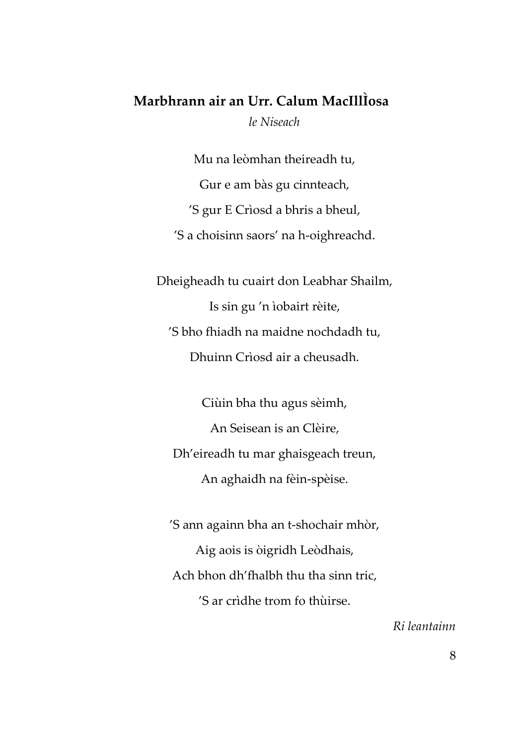## Marbhrann air an Urr. Calum MacIllÌosa

*le Niseach*

Mu na leòmhan theireadh tu,  
Gur e am bàs gu cinnteach,  
'S gur E Crìosd a bhris a bheul,  
'S a choisinn saors' na h-oighreachd.

Dheigheadh tu cuairt don Leabhar Shailm,  
Is sin gu 'n ìobairt rèite,  
'S bho fhiadh na maidne nochdadh tu,  
Dhuinn Crìosd air a cheusadh.

Ciùin bha thu agus sèimh,  
An Seisean is an Clèire,  
Dh'eireadh tu mar ghaisgeach treun,  
An aghaidh na fèin-spèise.

'S ann againn bha an t-shochair mhòr,  
Aig aois is òigridh Leòdhais,  
Ach bhon dh'fhalbh thu tha sinn tric,  
'S ar crìdhe trom fo thùirse.

*Ri leantainn*